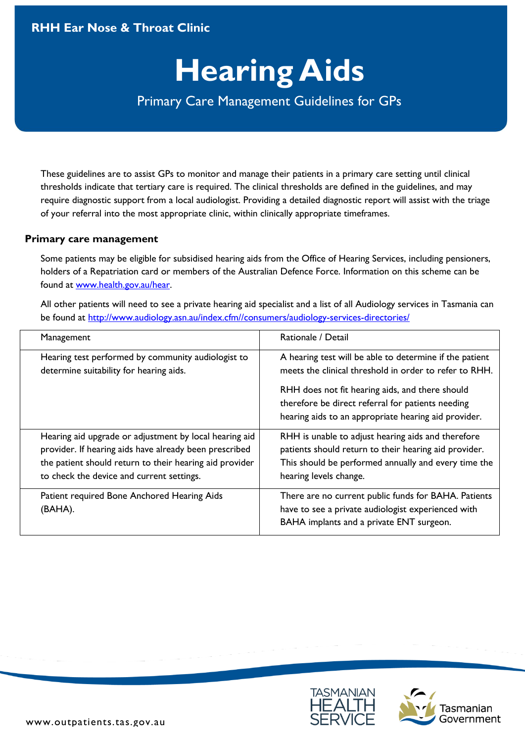RHH Ear Nose & Throat Clinic

# Hearing Aids

Primary Care Management Guidelines for GPs

These guidelines are to assist GPs to monitor and manage their patients in a primary care setting until clinical thresholds indicate that tertiary care is required. The clinical thresholds are defined in the guidelines, and may require diagnostic support from a local audiologist. Providing a detailed diagnostic report will assist with the triage of your referral into the most appropriate clinic, within clinically appropriate timeframes.

## Primary care management

Some patients may be eligible for subsidised hearing aids from the Office of Hearing Services, including pensioners, holders of a Repatriation card or members of the Australian Defence Force. Information on this scheme can be found at [www.health.gov.au/hear](http://www.health.gov.au/hear).

All other patients will need to see a private hearing aid specialist and a list of all Audiology services in Tasmania can be found at [http://www.audiology.asn.au/index.cfm//consumers/audiology-services-directories/](http://www.audiology.asn.au/index.cfm//consumers/audiology-services-directories/)

| Management | Rationale / Detail |
|---|---|
| Hearing test performed by community audiologist to determine suitability for hearing aids. | A hearing test will be able to determine if the patient meets the clinical threshold in order to refer to RHH.<br><br>RHH does not fit hearing aids, and there should therefore be direct referral for patients needing hearing aids to an appropriate hearing aid provider. |
| Hearing aid upgrade or adjustment by local hearing aid provider. If hearing aids have already been prescribed the patient should return to their hearing aid provider to check the device and current settings. | RHH is unable to adjust hearing aids and therefore patients should return to their hearing aid provider. This should be performed annually and every time the hearing levels change. |
| Patient required Bone Anchored Hearing Aids (BAHA). | There are no current public funds for BAHA. Patients have to see a private audiologist experienced with BAHA implants and a private ENT surgeon. |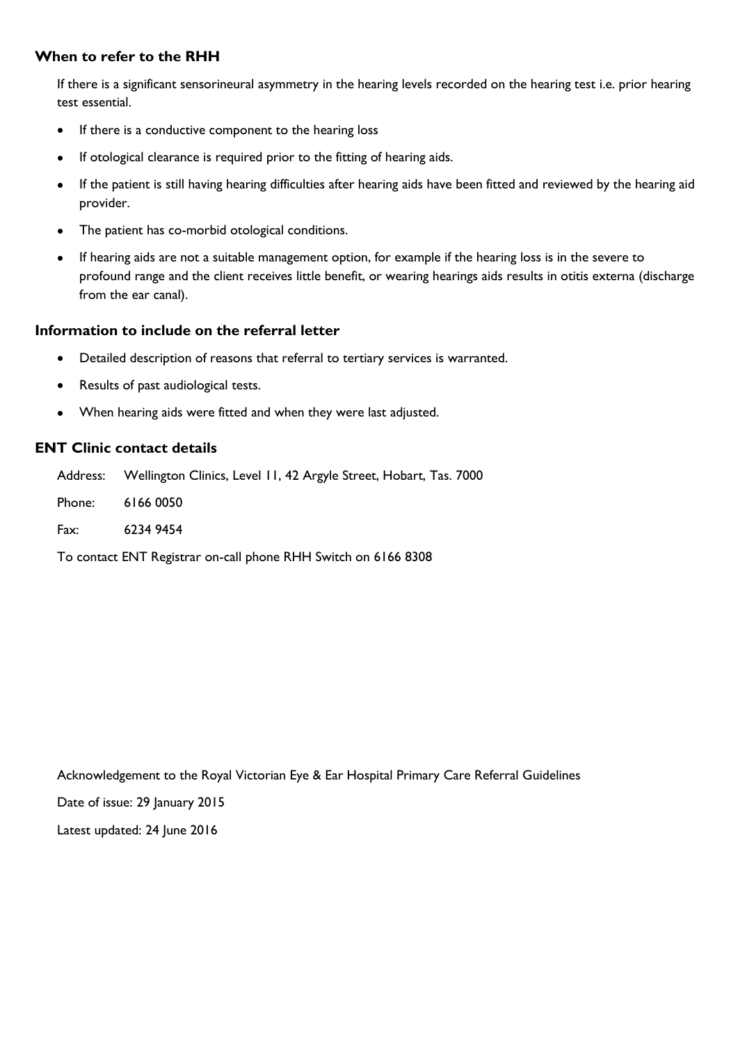## When to refer to the RHH

If there is a significant sensorineural asymmetry in the hearing levels recorded on the hearing test i.e. prior hearing test essential.

- If there is a conductive component to the hearing loss
- If otological clearance is required prior to the fitting of hearing aids.
- If the patient is still having hearing difficulties after hearing aids have been fitted and reviewed by the hearing aid provider.
- The patient has co-morbid otological conditions.
- If hearing aids are not a suitable management option, for example if the hearing loss is in the severe to profound range and the client receives little benefit, or wearing hearings aids results in otitis externa (discharge from the ear canal).

## Information to include on the referral letter

- Detailed description of reasons that referral to tertiary services is warranted.
- Results of past audiological tests.
- When hearing aids were fitted and when they were last adjusted.

## ENT Clinic contact details

Address: Wellington Clinics, Level 11, 42 Argyle Street, Hobart, Tas. 7000

Phone: 6166 0050

Fax: 6234 9454

To contact ENT Registrar on-call phone RHH Switch on 6166 8308

Acknowledgement to the Royal Victorian Eye & Ear Hospital Primary Care Referral Guidelines

Date of issue: 29 January 2015

Latest updated: 24 June 2016